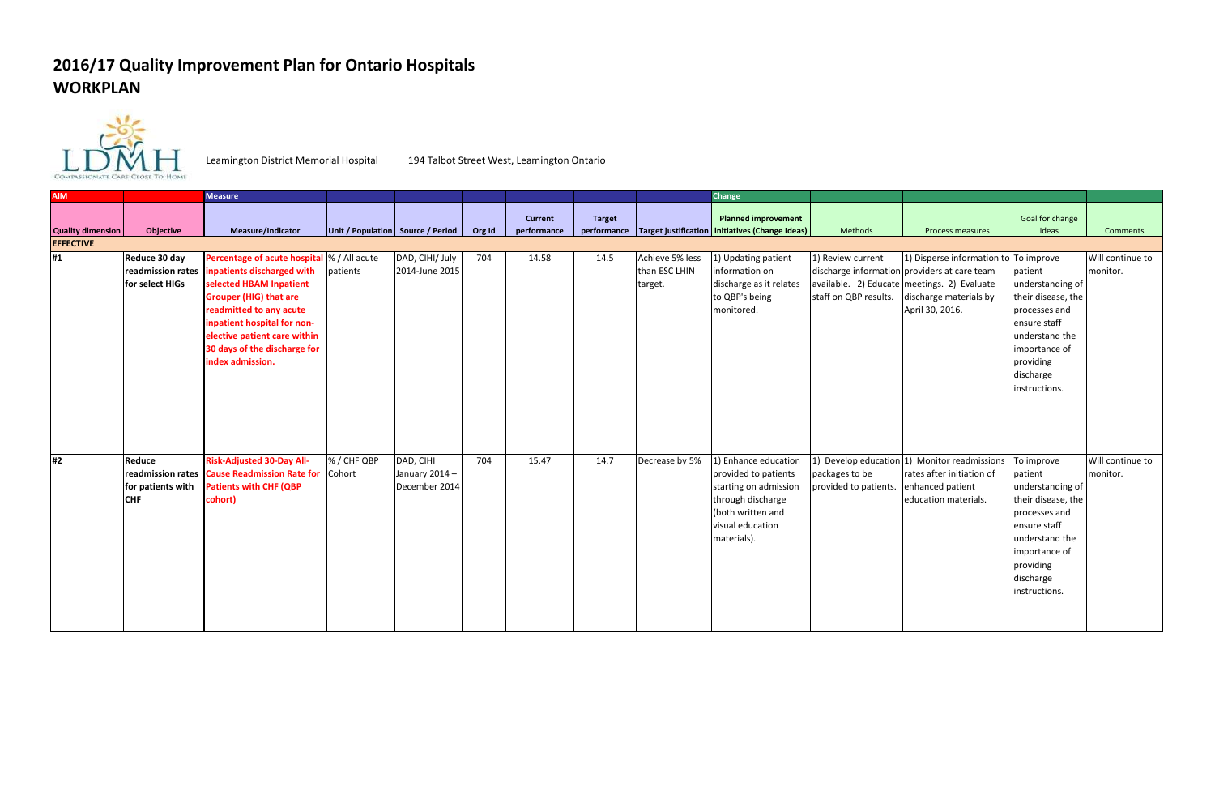# 2016/17 Quality Improvement Plan for Ontario Hospitals
## WORKPLAN

Leamington District Memorial Hospital 194 Talbot Street West, Leamington Ontario

| AIM | | Measure | | | | | | | Change | | | | |
|---|---|---|---|---|---|---|---|---|---|---|---|---|---|
| Quality dimension | Objective | Measure/Indicator | Unit / Population | Source / Period | Org Id | Current performance | Target performance | Target justification | Planned improvement initiatives (Change Ideas) | Methods | Process measures | Goal for change ideas | Comments |
| **EFFECTIVE** | | | | | | | | | | | | | |
| #1 | **Reduce 30 day readmission rates for select HIGs** | **Percentage of acute hospital inpatients discharged with selected HBAM Inpatient Grouper (HIG) that are readmitted to any acute inpatient hospital for non-elective patient care within 30 days of the discharge for index admission.** | % / All acute patients | DAD, CIHI/ July 2014-June 2015 | 704 | 14.58 | 14.5 | Achieve 5% less than ESC LHIN target. | 1) Updating patient information on discharge as it relates to QBP's being monitored. | 1) Review current discharge information available. 2) Educate staff on QBP results. | 1) Disperse information to providers at care team meetings. 2) Evaluate discharge materials by April 30, 2016. | To improve patient understanding of their disease, the processes and ensure staff understand the importance of providing discharge instructions. | Will continue to monitor. |
| #2 | **Reduce readmission rates for patients with CHF** | **Risk-Adjusted 30-Day All-Cause Readmission Rate for Patients with CHF (QBP cohort)** | % / CHF QBP Cohort | DAD, CIHI January 2014 – December 2014 | 704 | 15.47 | 14.7 | Decrease by 5% | 1) Enhance education provided to patients starting on admission through discharge (both written and visual education materials). | 1) Develop education packages to be provided to patients. | 1) Monitor readmissions rates after initiation of enhanced patient education materials. | To improve patient understanding of their disease, the processes and ensure staff understand the importance of providing discharge instructions. | Will continue to monitor. |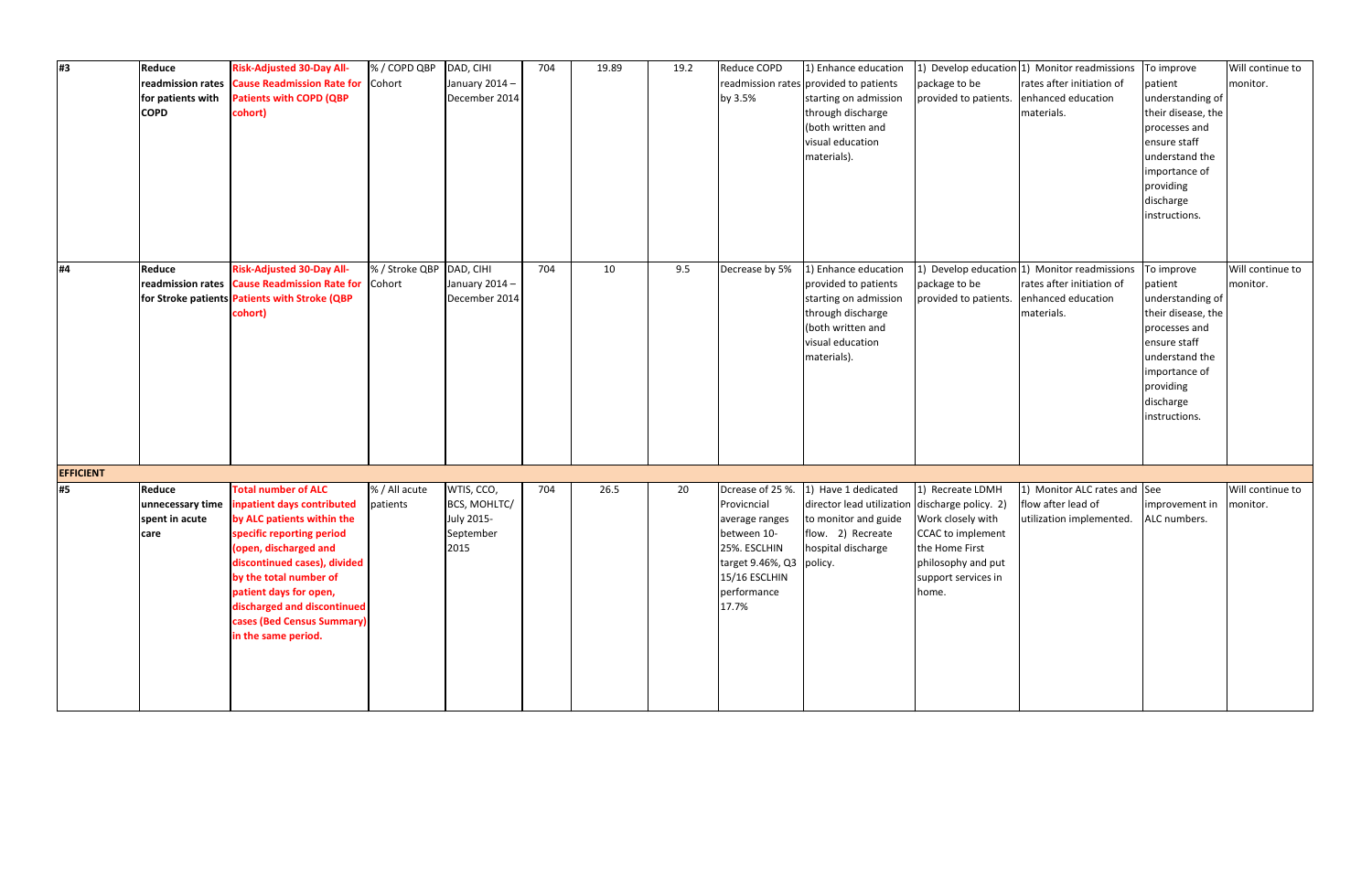| | | | | | | | | | | | | | |
|---|---|---|---|---|---|---|---|---|---|---|---|---|---|
| #3 | **Reduce readmission rates for patients with COPD** | **Risk-Adjusted 30-Day All-Cause Readmission Rate for Patients with COPD (QBP cohort)** | % / COPD QBP Cohort | DAD, CIHI January 2014 – December 2014 | 704 | 19.89 | 19.2 | Reduce COPD readmission rates by 3.5% | 1) Enhance education provided to patients starting on admission through discharge (both written and visual education materials). | 1) Develop education package to be provided to patients. | 1) Monitor readmissions rates after initiation of enhanced education materials. | To improve patient understanding of their disease, the processes and ensure staff understand the importance of providing discharge instructions. | Will continue to monitor. |
| #4 | **Reduce readmission rates for Stroke patients** | **Risk-Adjusted 30-Day All-Cause Readmission Rate for Patients with Stroke (QBP cohort)** | % / Stroke QBP Cohort | DAD, CIHI January 2014 – December 2014 | 704 | 10 | 9.5 | Decrease by 5% | 1) Enhance education provided to patients starting on admission through discharge (both written and visual education materials). | 1) Develop education package to be provided to patients. | 1) Monitor readmissions rates after initiation of enhanced education materials. | To improve patient understanding of their disease, the processes and ensure staff understand the importance of providing discharge instructions. | Will continue to monitor. |
| **EFFICIENT** | | | | | | | | | | | | | |
| #5 | **Reduce unnecessary time spent in acute care** | **Total number of ALC inpatient days contributed by ALC patients within the specific reporting period (open, discharged and discontinued cases), divided by the total number of patient days for open, discharged and discontinued cases (Bed Census Summary) in the same period.** | % / All acute patients | WTIS, CCO, BCS, MOHLTC/ July 2015-September 2015 | 704 | 26.5 | 20 | Dcrease of 25 %. Provicncial average ranges between 10-25%. ESCLHIN target 9.46%, Q3 15/16 ESCLHIN performance 17.7% | 1) Have 1 dedicated director lead utilization to monitor and guide flow. 2) Recreate hospital discharge policy. | 1) Recreate LDMH discharge policy. 2) Work closely with CCAC to implement the Home First philosophy and put support services in home. | 1) Monitor ALC rates and flow after lead of utilization implemented. | See improvement in ALC numbers. | Will continue to monitor. |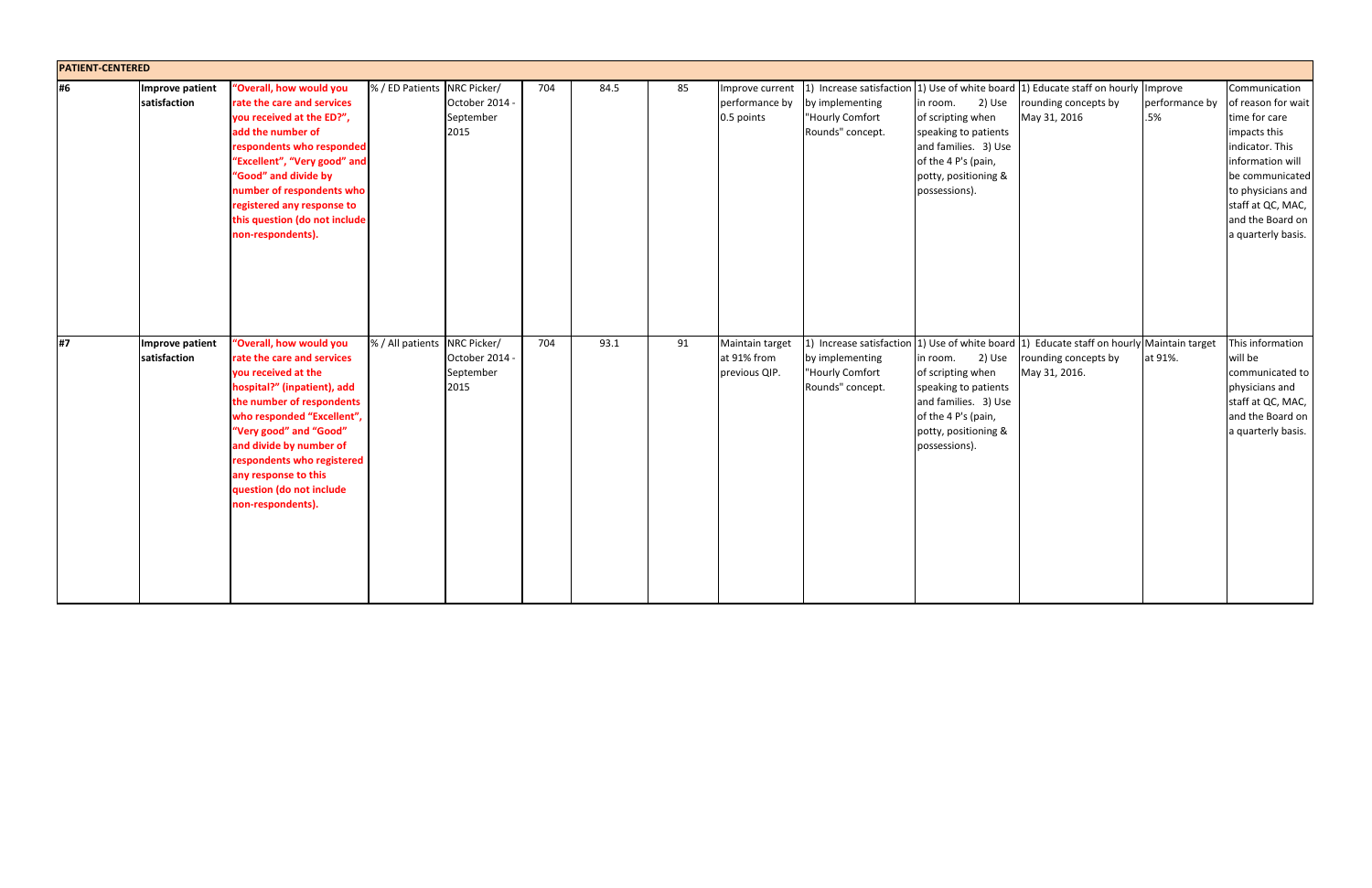| PATIENT-CENTERED | | | | | | | | | | | | | |
|---|---|---|---|---|---|---|---|---|---|---|---|---|---|
| #6 | Improve patient satisfaction | "Overall, how would you rate the care and services you received at the ED?", add the number of respondents who responded "Excellent", "Very good" and "Good" and divide by number of respondents who registered any response to this question (do not include non-respondents). | % / ED Patients | NRC Picker/ October 2014 - September 2015 | 704 | 84.5 | 85 | Improve current performance by 0.5 points | 1) Increase satisfaction by implementing "Hourly Comfort Rounds" concept. | 1) Use of white board in room. 2) Use of scripting when speaking to patients and families. 3) Use of the 4 P's (pain, potty, positioning & possessions). | 1) Educate staff on hourly rounding concepts by May 31, 2016 | Improve performance by .5% | Communication of reason for wait time for care impacts this indicator. This information will be communicated to physicians and staff at QC, MAC, and the Board on a quarterly basis. |
| #7 | Improve patient satisfaction | "Overall, how would you rate the care and services you received at the hospital?" (inpatient), add the number of respondents who responded "Excellent", "Very good" and "Good" and divide by number of respondents who registered any response to this question (do not include non-respondents). | % / All patients | NRC Picker/ October 2014 - September 2015 | 704 | 93.1 | 91 | Maintain target at 91% from previous QIP. | 1) Increase satisfaction by implementing "Hourly Comfort Rounds" concept. | 1) Use of white board in room. 2) Use of scripting when speaking to patients and families. 3) Use of the 4 P's (pain, potty, positioning & possessions). | 1) Educate staff on hourly rounding concepts by May 31, 2016. | Maintain target at 91%. | This information will be communicated to physicians and staff at QC, MAC, and the Board on a quarterly basis. |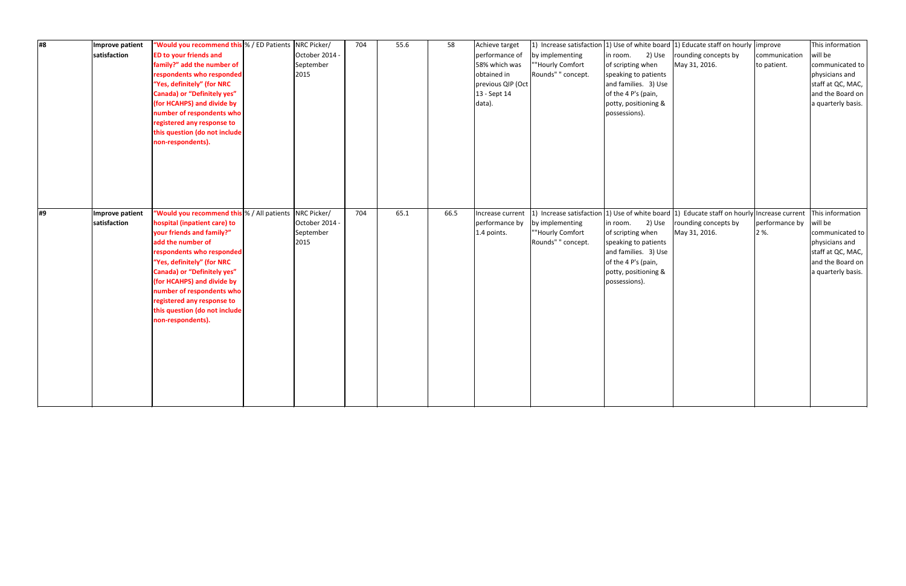| #8 | Improve patient satisfaction | **"Would you recommend this ED to your friends and family?" add the number of respondents who responded "Yes, definitely" (for NRC Canada) or "Definitely yes" (for HCAHPS) and divide by number of respondents who registered any response to this question (do not include non-respondents).** | % / ED Patients | NRC Picker/ October 2014 - September 2015 | 704 | 55.6 | 58 | Achieve target performance of 58% which was obtained in previous QIP (Oct 13 - Sept 14 data). | 1) Increase satisfaction by implementing ""Hourly Comfort Rounds" " concept. | 1) Use of white board in room. 2) Use of scripting when speaking to patients and families. 3) Use of the 4 P's (pain, potty, positioning & possessions). | 1) Educate staff on hourly rounding concepts by May 31, 2016. | improve communication to patient. | This information will be communicated to physicians and staff at QC, MAC, and the Board on a quarterly basis. |
|---|---|---|---|---|---|---|---|---|---|---|---|---|---|
| #9 | Improve patient satisfaction | **"Would you recommend this hospital (inpatient care) to your friends and family?" add the number of respondents who responded "Yes, definitely" (for NRC Canada) or "Definitely yes" (for HCAHPS) and divide by number of respondents who registered any response to this question (do not include non-respondents).** | % / All patients | NRC Picker/ October 2014 - September 2015 | 704 | 65.1 | 66.5 | Increase current performance by 1.4 points. | 1) Increase satisfaction by implementing ""Hourly Comfort Rounds" " concept. | 1) Use of white board in room. 2) Use of scripting when speaking to patients and families. 3) Use of the 4 P's (pain, potty, positioning & possessions). | 1) Educate staff on hourly rounding concepts by May 31, 2016. | Increase current performance by 2 %. | This information will be communicated to physicians and staff at QC, MAC, and the Board on a quarterly basis. |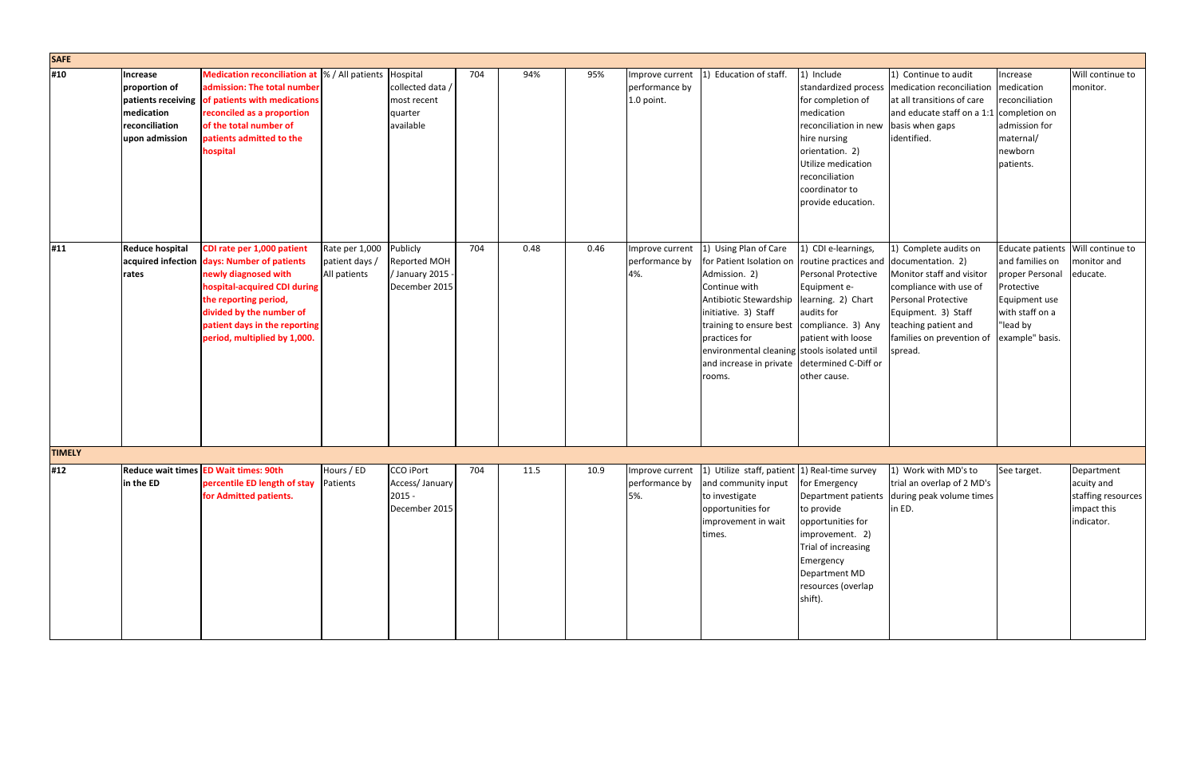| | | | | | | | | | | | | | |
|---|---|---|---|---|---|---|---|---|---|---|---|---|---|
| **SAFE** | | | | | | | | | | | | | |
| **#10** | **Increase proportion of patients receiving medication reconciliation upon admission** | **Medication reconciliation at admission: The total number of patients with medications reconciled as a proportion of the total number of patients admitted to the hospital** | % / All patients | Hospital collected data / most recent quarter available | 704 | 94% | 95% | Improve current performance by 1.0 point. | 1) Education of staff. | 1) Include standardized process for completion of medication reconciliation in new hire nursing orientation. 2) Utilize medication reconciliation coordinator to provide education. | 1) Continue to audit medication reconciliation at all transitions of care and educate staff on a 1:1 basis when gaps identified. | Increase medication reconciliation completion on admission for maternal/ newborn patients. | Will continue to monitor. |
| **#11** | **Reduce hospital acquired infection rates** | **CDI rate per 1,000 patient days: Number of patients newly diagnosed with hospital-acquired CDI during the reporting period, divided by the number of patient days in the reporting period, multiplied by 1,000.** | Rate per 1,000 patient days / All patients | Publicly Reported MOH / January 2015 - December 2015 | 704 | 0.48 | 0.46 | Improve current performance by 4%. | 1) Using Plan of Care for Patient Isolation on Admission. 2) Continue with Antibiotic Stewardship initiative. 3) Staff training to ensure best practices for environmental cleaning and increase in private rooms. | 1) CDI e-learnings, routine practices and Personal Protective Equipment e-learning. 2) Chart audits for compliance. 3) Any patient with loose stools isolated until determined C-Diff or other cause. | 1) Complete audits on documentation. 2) Monitor staff and visitor compliance with use of Personal Protective Equipment. 3) Staff teaching patient and families on prevention of spread. | Educate patients and families on proper Personal Protective Equipment use with staff on a "lead by example" basis. | Will continue to monitor and educate. |
| **TIMELY** | | | | | | | | | | | | | |
| **#12** | **Reduce wait times in the ED** | **ED Wait times: 90th percentile ED length of stay for Admitted patients.** | Hours / ED Patients | CCO iPort Access/ January 2015 - December 2015 | 704 | 11.5 | 10.9 | Improve current performance by 5%. | 1) Utilize staff, patient and community input to investigate opportunities for improvement in wait times. | 1) Real-time survey for Emergency Department patients to provide opportunities for improvement. 2) Trial of increasing Emergency Department MD resources (overlap shift). | 1) Work with MD's to trial an overlap of 2 MD's during peak volume times in ED. | See target. | Department acuity and staffing resources impact this indicator. |